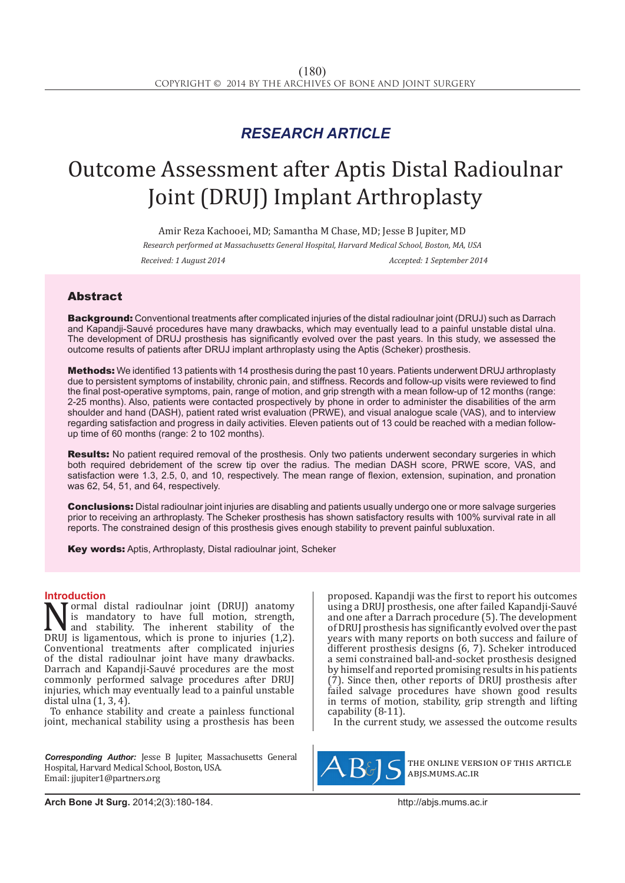*RESEARCH ARTICLE*

# Outcome Assessment after Aptis Distal Radioulnar Joint (DRUJ) Implant Arthroplasty

Amir Reza Kachooei, MD; Samantha M Chase, MD; Jesse B Jupiter, MD

*Research performed at Massachusetts General Hospital, Harvard Medical School, Boston, MA, USA*

*Received: 1 August 2014* *Accepted: 1 September 2014*

## Abstract

**Background:** Conventional treatments after complicated injuries of the distal radioulnar joint (DRUJ) such as Darrach and Kapandji-Sauvé procedures have many drawbacks, which may eventually lead to a painful unstable distal ulna. The development of DRUJ prosthesis has significantly evolved over the past years. In this study, we assessed the outcome results of patients after DRUJ implant arthroplasty using the Aptis (Scheker) prosthesis.

**Methods:** We identified 13 patients with 14 prosthesis during the past 10 years. Patients underwent DRUJ arthroplasty due to persistent symptoms of instability, chronic pain, and stiffness. Records and follow-up visits were reviewed to find the final post-operative symptoms, pain, range of motion, and grip strength with a mean follow-up of 12 months (range: 2-25 months). Also, patients were contacted prospectively by phone in order to administer the disabilities of the arm shoulder and hand (DASH), patient rated wrist evaluation (PRWE), and visual analogue scale (VAS), and to interview regarding satisfaction and progress in daily activities. Eleven patients out of 13 could be reached with a median follow-up time of 60 months (range: 2 to 102 months).

**Results:** No patient required removal of the prosthesis. Only two patients underwent secondary surgeries in which both required debridement of the screw tip over the radius. The median DASH score, PRWE score, VAS, and satisfaction were 1.3, 2.5, 0, and 10, respectively. The mean range of flexion, extension, supination, and pronation was 62, 54, 51, and 64, respectively.

**Conclusions:** Distal radioulnar joint injuries are disabling and patients usually undergo one or more salvage surgeries prior to receiving an arthroplasty. The Scheker prosthesis has shown satisfactory results with 100% survival rate in all reports. The constrained design of this prosthesis gives enough stability to prevent painful subluxation.

**Key words:** Aptis, Arthroplasty, Distal radioulnar joint, Scheker

## Introduction

Normal distal radioulnar joint (DRUJ) anatomy is mandatory to have full motion, strength, and stability. The inherent stability of the DRUJ is ligamentous, which is prone to injuries (1,2). Conventional treatments after complicated injuries of the distal radioulnar joint have many drawbacks. Darrach and Kapandji-Sauvé procedures are the most commonly performed salvage procedures after DRUJ injuries, which may eventually lead to a painful unstable distal ulna (1, 3, 4).

To enhance stability and create a painless functional joint, mechanical stability using a prosthesis has been proposed. Kapandji was the first to report his outcomes using a DRUJ prosthesis, one after failed Kapandji-Sauvé and one after a Darrach procedure (5). The development of DRUJ prosthesis has significantly evolved over the past years with many reports on both success and failure of different prosthesis designs (6, 7). Scheker introduced a semi constrained ball-and-socket prosthesis designed by himself and reported promising results in his patients (7). Since then, other reports of DRUJ prosthesis after failed salvage procedures have shown good results in terms of motion, stability, grip strength and lifting capability (8-11).

In the current study, we assessed the outcome results

*Corresponding Author:* Jesse B Jupiter, Massachusetts General Hospital, Harvard Medical School, Boston, USA.
Email: jjupiter1@partners.org

THE ONLINE VERSION OF THIS ARTICLE ABJS.MUMS.AC.IR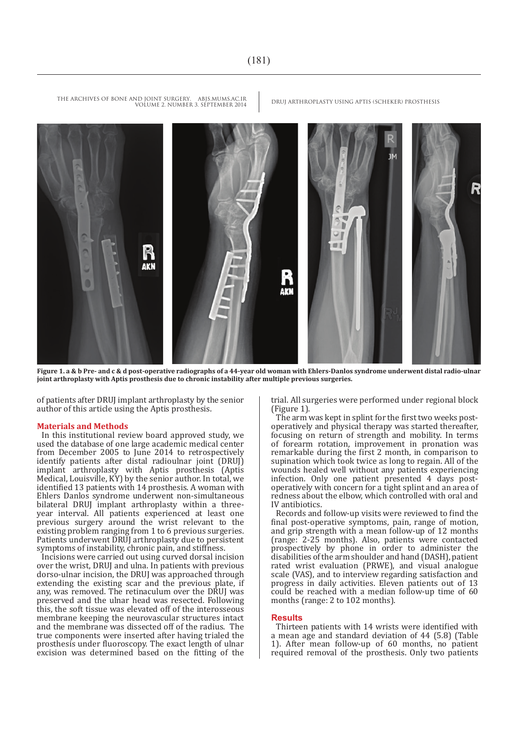**Figure 1. a & b Pre- and c & d post-operative radiographs of a 44-year old woman with Ehlers-Danlos syndrome underwent distal radio-ulnar joint arthroplasty with Aptis prosthesis due to chronic instability after multiple previous surgeries.**

of patients after DRUJ implant arthroplasty by the senior author of this article using the Aptis prosthesis.

## Materials and Methods

In this institutional review board approved study, we used the database of one large academic medical center from December 2005 to June 2014 to retrospectively identify patients after distal radioulnar joint (DRUJ) implant arthroplasty with Aptis prosthesis (Aptis Medical, Louisville, KY) by the senior author. In total, we identified 13 patients with 14 prosthesis. A woman with Ehlers Danlos syndrome underwent non-simultaneous bilateral DRUJ implant arthroplasty within a three-year interval. All patients experienced at least one previous surgery around the wrist relevant to the existing problem ranging from 1 to 6 previous surgeries. Patients underwent DRUJ arthroplasty due to persistent symptoms of instability, chronic pain, and stiffness.

Incisions were carried out using curved dorsal incision over the wrist, DRUJ and ulna. In patients with previous dorso-ulnar incision, the DRUJ was approached through extending the existing scar and the previous plate, if any, was removed. The retinaculum over the DRUJ was preserved and the ulnar head was resected. Following this, the soft tissue was elevated off of the interosseous membrane keeping the neurovascular structures intact and the membrane was dissected off of the radius. The true components were inserted after having trialed the prosthesis under fluoroscopy. The exact length of ulnar excision was determined based on the fitting of the trial. All surgeries were performed under regional block (Figure 1).

The arm was kept in splint for the first two weeks post-operatively and physical therapy was started thereafter, focusing on return of strength and mobility. In terms of forearm rotation, improvement in pronation was remarkable during the first 2 month, in comparison to supination which took twice as long to regain. All of the wounds healed well without any patients experiencing infection. Only one patient presented 4 days post-operatively with concern for a tight splint and an area of redness about the elbow, which controlled with oral and IV antibiotics.

Records and follow-up visits were reviewed to find the final post-operative symptoms, pain, range of motion, and grip strength with a mean follow-up of 12 months (range: 2-25 months). Also, patients were contacted prospectively by phone in order to administer the disabilities of the arm shoulder and hand (DASH), patient rated wrist evaluation (PRWE), and visual analogue scale (VAS), and to interview regarding satisfaction and progress in daily activities. Eleven patients out of 13 could be reached with a median follow-up time of 60 months (range: 2 to 102 months).

## Results

Thirteen patients with 14 wrists were identified with a mean age and standard deviation of 44 (5.8) (Table 1). After mean follow-up of 60 months, no patient required removal of the prosthesis. Only two patients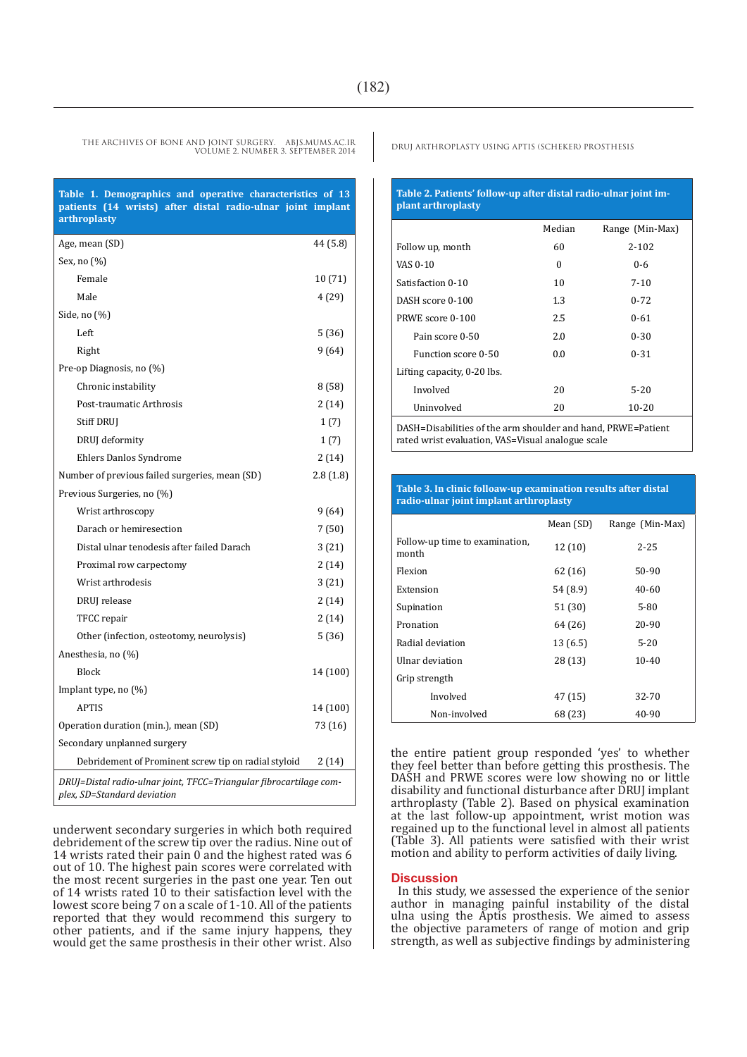**Table 1. Demographics and operative characteristics of 13 patients (14 wrists) after distal radio-ulnar joint implant arthroplasty**

| | |
|---|---|
| Age, mean (SD) | 44 (5.8) |
| Sex, no (%) | |
| Female | 10 (71) |
| Male | 4 (29) |
| Side, no (%) | |
| Left | 5 (36) |
| Right | 9 (64) |
| Pre-op Diagnosis, no (%) | |
| Chronic instability | 8 (58) |
| Post-traumatic Arthrosis | 2 (14) |
| Stiff DRUJ | 1 (7) |
| DRUJ deformity | 1 (7) |
| Ehlers Danlos Syndrome | 2 (14) |
| Number of previous failed surgeries, mean (SD) | 2.8 (1.8) |
| Previous Surgeries, no (%) | |
| Wrist arthroscopy | 9 (64) |
| Darach or hemiresection | 7 (50) |
| Distal ulnar tenodesis after failed Darach | 3 (21) |
| Proximal row carpectomy | 2 (14) |
| Wrist arthrodesis | 3 (21) |
| DRUJ release | 2 (14) |
| TFCC repair | 2 (14) |
| Other (infection, osteotomy, neurolysis) | 5 (36) |
| Anesthesia, no (%) | |
| Block | 14 (100) |
| Implant type, no (%) | |
| APTIS | 14 (100) |
| Operation duration (min.), mean (SD) | 73 (16) |
| Secondary unplanned surgery | |
| Debridement of Prominent screw tip on radial styloid | 2 (14) |

*DRUJ=Distal radio-ulnar joint, TFCC=Triangular fibrocartilage complex, SD=Standard deviation*

underwent secondary surgeries in which both required debridement of the screw tip over the radius. Nine out of 14 wrists rated their pain 0 and the highest rated was 6 out of 10. The highest pain scores were correlated with the most recent surgeries in the past one year. Ten out of 14 wrists rated 10 to their satisfaction level with the lowest score being 7 on a scale of 1-10. All of the patients reported that they would recommend this surgery to other patients, and if the same injury happens, they would get the same prosthesis in their other wrist. Also the entire patient group responded 'yes' to whether they feel better than before getting this prosthesis. The DASH and PRWE scores were low showing no or little disability and functional disturbance after DRUJ implant arthroplasty (Table 2). Based on physical examination at the last follow-up appointment, wrist motion was regained up to the functional level in almost all patients (Table 3). All patients were satisfied with their wrist motion and ability to perform activities of daily living.

**Table 2. Patients' follow-up after distal radio-ulnar joint implant arthroplasty**

| | Median | Range (Min-Max) |
|---|---|---|
| Follow up, month | 60 | 2-102 |
| VAS 0-10 | 0 | 0-6 |
| Satisfaction 0-10 | 10 | 7-10 |
| DASH score 0-100 | 1.3 | 0-72 |
| PRWE score 0-100 | 2.5 | 0-61 |
| Pain score 0-50 | 2.0 | 0-30 |
| Function score 0-50 | 0.0 | 0-31 |
| Lifting capacity, 0-20 lbs. | | |
| Involved | 20 | 5-20 |
| Uninvolved | 20 | 10-20 |

DASH=Disabilities of the arm shoulder and hand, PRWE=Patient rated wrist evaluation, VAS=Visual analogue scale

**Table 3. In clinic folloaw-up examination results after distal radio-ulnar joint implant arthroplasty**

| | Mean (SD) | Range (Min-Max) |
|---|---|---|
| Follow-up time to examination, month | 12 (10) | 2-25 |
| Flexion | 62 (16) | 50-90 |
| Extension | 54 (8.9) | 40-60 |
| Supination | 51 (30) | 5-80 |
| Pronation | 64 (26) | 20-90 |
| Radial deviation | 13 (6.5) | 5-20 |
| Ulnar deviation | 28 (13) | 10-40 |
| Grip strength | | |
| Involved | 47 (15) | 32-70 |
| Non-involved | 68 (23) | 40-90 |

## Discussion

In this study, we assessed the experience of the senior author in managing painful instability of the distal ulna using the Aptis prosthesis. We aimed to assess the objective parameters of range of motion and grip strength, as well as subjective findings by administering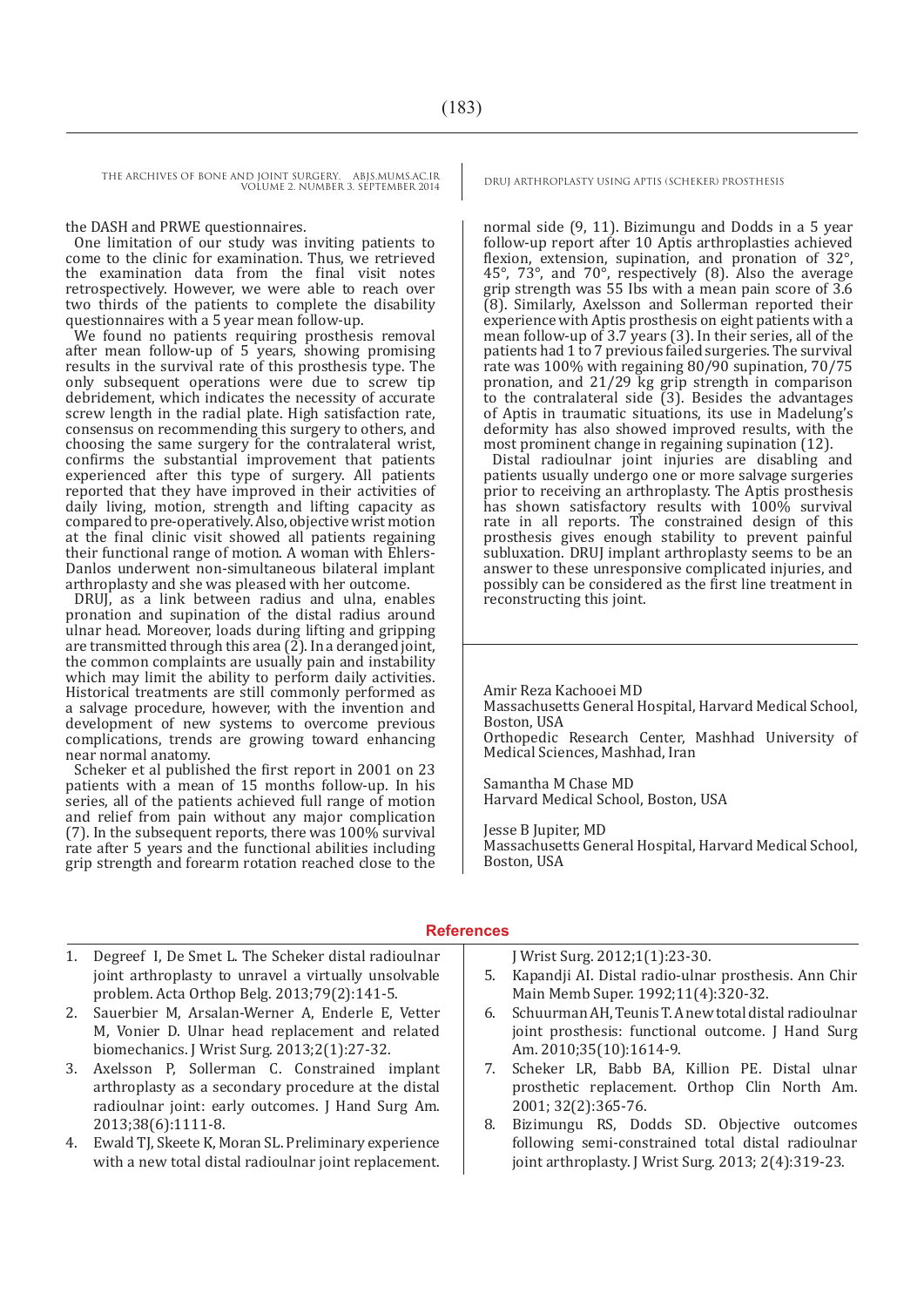the DASH and PRWE questionnaires.

One limitation of our study was inviting patients to come to the clinic for examination. Thus, we retrieved the examination data from the final visit notes retrospectively. However, we were able to reach over two thirds of the patients to complete the disability questionnaires with a 5 year mean follow-up.

We found no patients requiring prosthesis removal after mean follow-up of 5 years, showing promising results in the survival rate of this prosthesis type. The only subsequent operations were due to screw tip debridement, which indicates the necessity of accurate screw length in the radial plate. High satisfaction rate, consensus on recommending this surgery to others, and choosing the same surgery for the contralateral wrist, confirms the substantial improvement that patients experienced after this type of surgery. All patients reported that they have improved in their activities of daily living, motion, strength and lifting capacity as compared to pre-operatively. Also, objective wrist motion at the final clinic visit showed all patients regaining their functional range of motion. A woman with Ehlers-Danlos underwent non-simultaneous bilateral implant arthroplasty and she was pleased with her outcome.

DRUJ, as a link between radius and ulna, enables pronation and supination of the distal radius around ulnar head. Moreover, loads during lifting and gripping are transmitted through this area (2). In a deranged joint, the common complaints are usually pain and instability which may limit the ability to perform daily activities. Historical treatments are still commonly performed as a salvage procedure, however, with the invention and development of new systems to overcome previous complications, trends are growing toward enhancing near normal anatomy.

Scheker et al published the first report in 2001 on 23 patients with a mean of 15 months follow-up. In his series, all of the patients achieved full range of motion and relief from pain without any major complication (7). In the subsequent reports, there was 100% survival rate after 5 years and the functional abilities including grip strength and forearm rotation reached close to the normal side (9, 11). Bizimungu and Dodds in a 5 year follow-up report after 10 Aptis arthroplasties achieved flexion, extension, supination, and pronation of 32°, 45°, 73°, and 70°, respectively (8). Also the average grip strength was 55 Ibs with a mean pain score of 3.6 (8). Similarly, Axelsson and Sollerman reported their experience with Aptis prosthesis on eight patients with a mean follow-up of 3.7 years (3). In their series, all of the patients had 1 to 7 previous failed surgeries. The survival rate was 100% with regaining 80/90 supination, 70/75 pronation, and 21/29 kg grip strength in comparison to the contralateral side (3). Besides the advantages of Aptis in traumatic situations, its use in Madelung's deformity has also showed improved results, with the most prominent change in regaining supination (12).

Distal radioulnar joint injuries are disabling and patients usually undergo one or more salvage surgeries prior to receiving an arthroplasty. The Aptis prosthesis has shown satisfactory results with 100% survival rate in all reports. The constrained design of this prosthesis gives enough stability to prevent painful subluxation. DRUJ implant arthroplasty seems to be an answer to these unresponsive complicated injuries, and possibly can be considered as the first line treatment in reconstructing this joint.

Amir Reza Kachooei MD
Massachusetts General Hospital, Harvard Medical School, Boston, USA
Orthopedic Research Center, Mashhad University of Medical Sciences, Mashhad, Iran

Samantha M Chase MD
Harvard Medical School, Boston, USA

Jesse B Jupiter, MD
Massachusetts General Hospital, Harvard Medical School, Boston, USA

## References

1. Degreef I, De Smet L. The Scheker distal radioulnar joint arthroplasty to unravel a virtually unsolvable problem. Acta Orthop Belg. 2013;79(2):141-5.
2. Sauerbier M, Arsalan-Werner A, Enderle E, Vetter M, Vonier D. Ulnar head replacement and related biomechanics. J Wrist Surg. 2013;2(1):27-32.
3. Axelsson P, Sollerman C. Constrained implant arthroplasty as a secondary procedure at the distal radioulnar joint: early outcomes. J Hand Surg Am. 2013;38(6):1111-8.
4. Ewald TJ, Skeete K, Moran SL. Preliminary experience with a new total distal radioulnar joint replacement. J Wrist Surg. 2012;1(1):23-30.
5. Kapandji AI. Distal radio-ulnar prosthesis. Ann Chir Main Memb Super. 1992;11(4):320-32.
6. Schuurman AH, Teunis T. A new total distal radioulnar joint prosthesis: functional outcome. J Hand Surg Am. 2010;35(10):1614-9.
7. Scheker LR, Babb BA, Killion PE. Distal ulnar prosthetic replacement. Orthop Clin North Am. 2001; 32(2):365-76.
8. Bizimungu RS, Dodds SD. Objective outcomes following semi-constrained total distal radioulnar joint arthroplasty. J Wrist Surg. 2013; 2(4):319-23.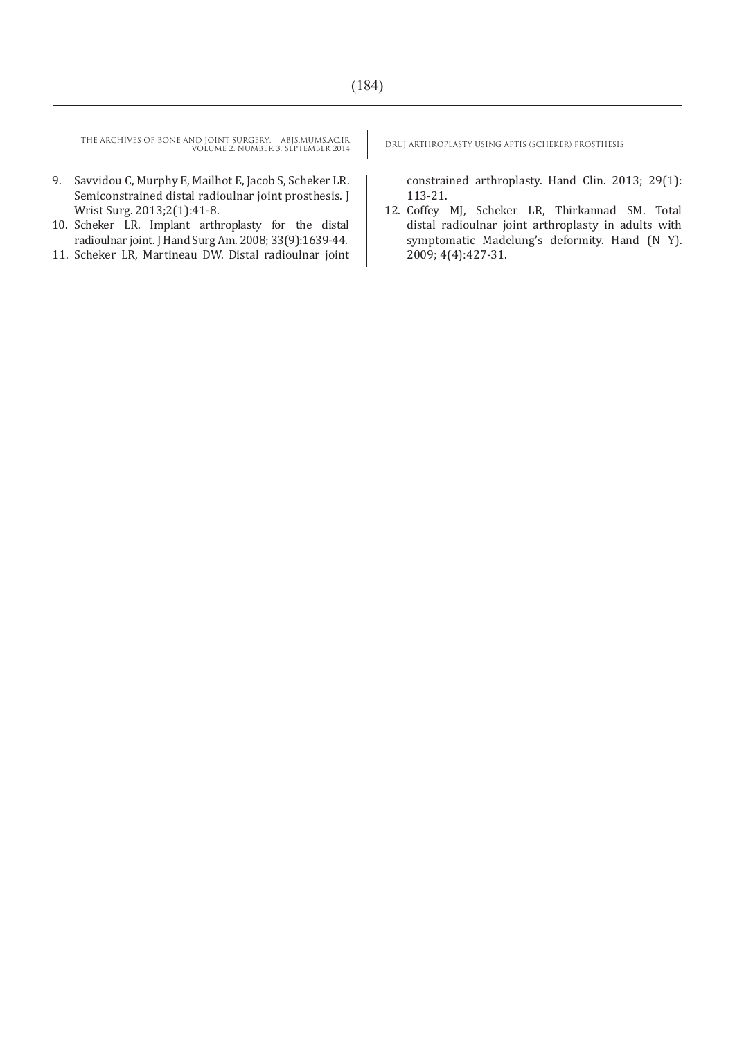9. Savvidou C, Murphy E, Mailhot E, Jacob S, Scheker LR. Semiconstrained distal radioulnar joint prosthesis. J Wrist Surg. 2013;2(1):41-8.
10. Scheker LR. Implant arthroplasty for the distal radioulnar joint. J Hand Surg Am. 2008; 33(9):1639-44.
11. Scheker LR, Martineau DW. Distal radioulnar joint constrained arthroplasty. Hand Clin. 2013; 29(1): 113-21.
12. Coffey MJ, Scheker LR, Thirkannad SM. Total distal radioulnar joint arthroplasty in adults with symptomatic Madelung's deformity. Hand (N Y). 2009; 4(4):427-31.